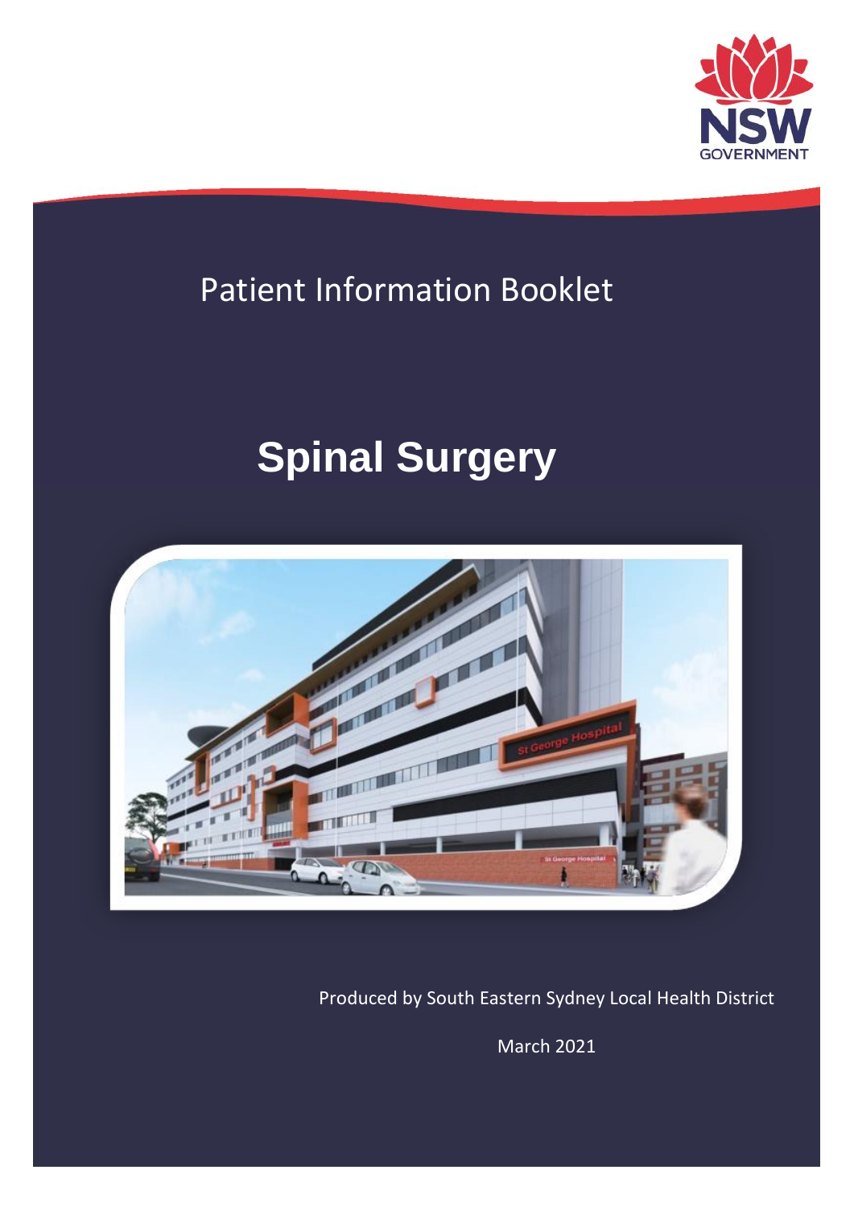Patient Information Booklet

# Spinal Surgery

Produced by South Eastern Sydney Local Health District

March 2021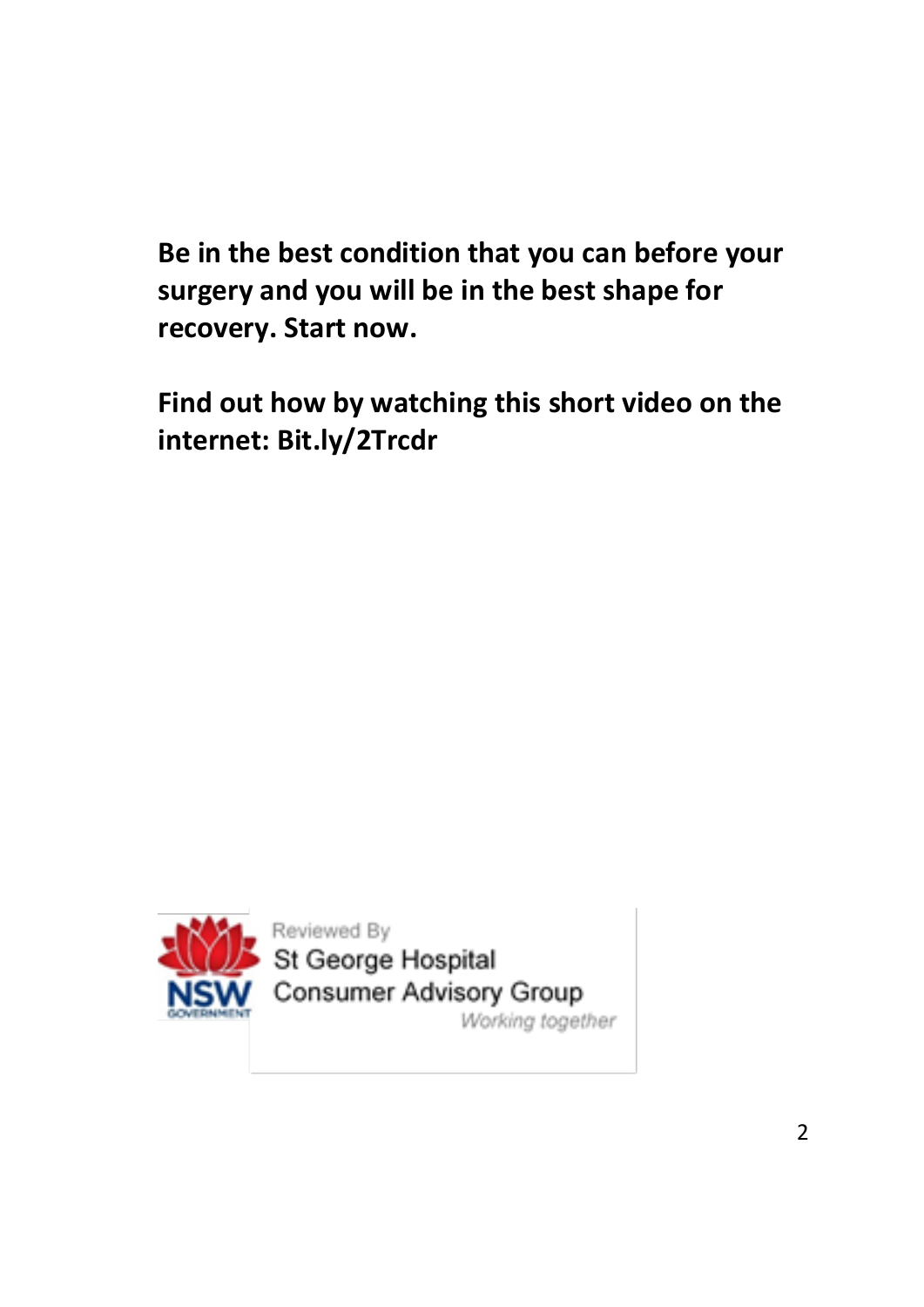**Be in the best condition that you can before your surgery and you will be in the best shape for recovery. Start now.**

**Find out how by watching this short video on the internet: Bit.ly/2Trcdr**

Reviewed By
St George Hospital
Consumer Advisory Group
*Working together*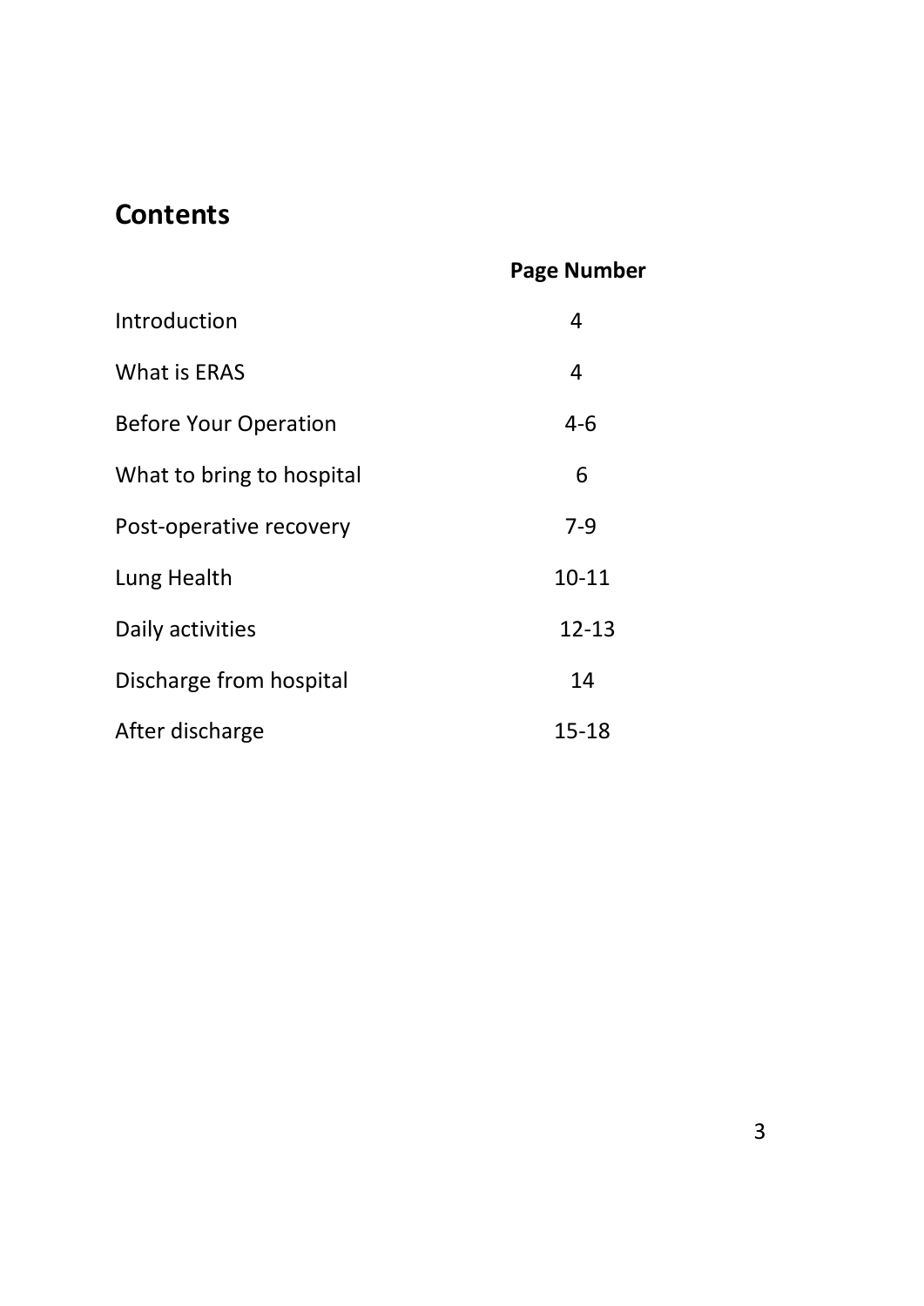## Contents

| | Page Number |
|---|---|
| Introduction | 4 |
| What is ERAS | 4 |
| Before Your Operation | 4-6 |
| What to bring to hospital | 6 |
| Post-operative recovery | 7-9 |
| Lung Health | 10-11 |
| Daily activities | 12-13 |
| Discharge from hospital | 14 |
| After discharge | 15-18 |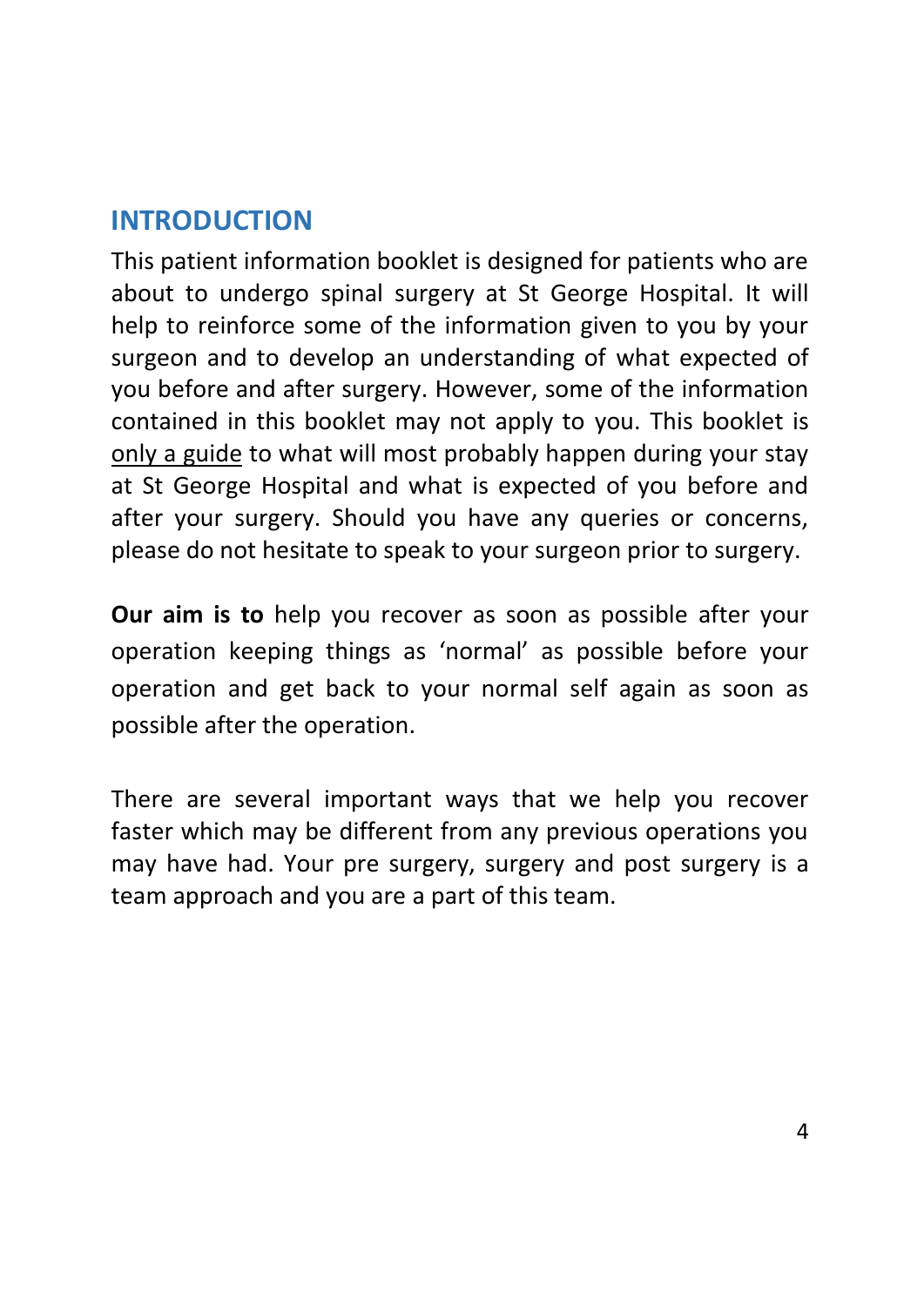## INTRODUCTION

This patient information booklet is designed for patients who are about to undergo spinal surgery at St George Hospital. It will help to reinforce some of the information given to you by your surgeon and to develop an understanding of what expected of you before and after surgery. However, some of the information contained in this booklet may not apply to you. This booklet is <u>only a guide</u> to what will most probably happen during your stay at St George Hospital and what is expected of you before and after your surgery. Should you have any queries or concerns, please do not hesitate to speak to your surgeon prior to surgery.

**Our aim is to** help you recover as soon as possible after your operation keeping things as 'normal' as possible before your operation and get back to your normal self again as soon as possible after the operation.

There are several important ways that we help you recover faster which may be different from any previous operations you may have had. Your pre surgery, surgery and post surgery is a team approach and you are a part of this team.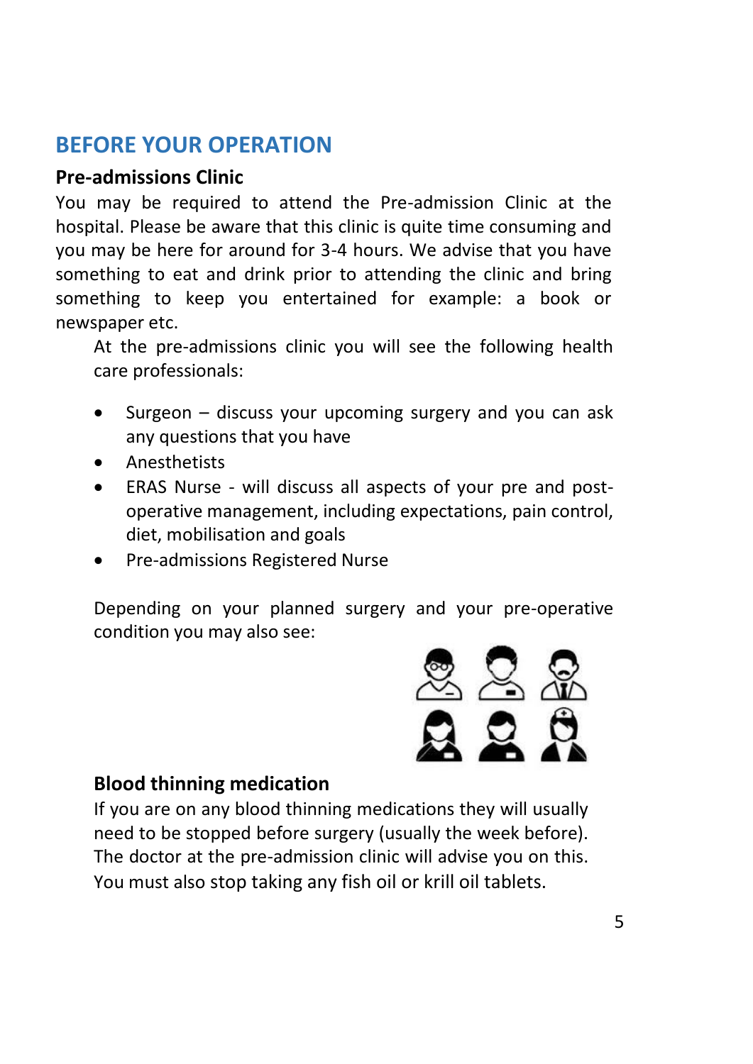## BEFORE YOUR OPERATION

### Pre-admissions Clinic

You may be required to attend the Pre-admission Clinic at the hospital. Please be aware that this clinic is quite time consuming and you may be here for around for 3-4 hours. We advise that you have something to eat and drink prior to attending the clinic and bring something to keep you entertained for example: a book or newspaper etc.

At the pre-admissions clinic you will see the following health care professionals:

- Surgeon – discuss your upcoming surgery and you can ask any questions that you have
- Anesthetists
- ERAS Nurse - will discuss all aspects of your pre and post-operative management, including expectations, pain control, diet, mobilisation and goals
- Pre-admissions Registered Nurse

Depending on your planned surgery and your pre-operative condition you may also see:

### Blood thinning medication

If you are on any blood thinning medications they will usually need to be stopped before surgery (usually the week before). The doctor at the pre-admission clinic will advise you on this. You must also stop taking any fish oil or krill oil tablets.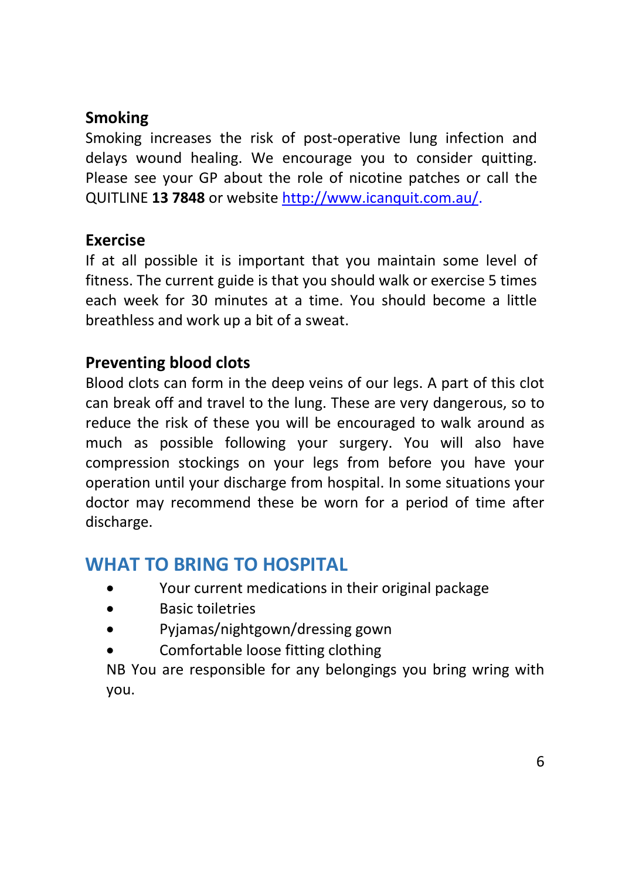### Smoking

Smoking increases the risk of post-operative lung infection and delays wound healing. We encourage you to consider quitting. Please see your GP about the role of nicotine patches or call the QUITLINE **13 7848** or website [http://www.icanquit.com.au/](http://www.icanquit.com.au/).

### Exercise

If at all possible it is important that you maintain some level of fitness. The current guide is that you should walk or exercise 5 times each week for 30 minutes at a time. You should become a little breathless and work up a bit of a sweat.

### Preventing blood clots

Blood clots can form in the deep veins of our legs. A part of this clot can break off and travel to the lung. These are very dangerous, so to reduce the risk of these you will be encouraged to walk around as much as possible following your surgery. You will also have compression stockings on your legs from before you have your operation until your discharge from hospital. In some situations your doctor may recommend these be worn for a period of time after discharge.

## WHAT TO BRING TO HOSPITAL

- Your current medications in their original package
- Basic toiletries
- Pyjamas/nightgown/dressing gown
- Comfortable loose fitting clothing

NB You are responsible for any belongings you bring wring with you.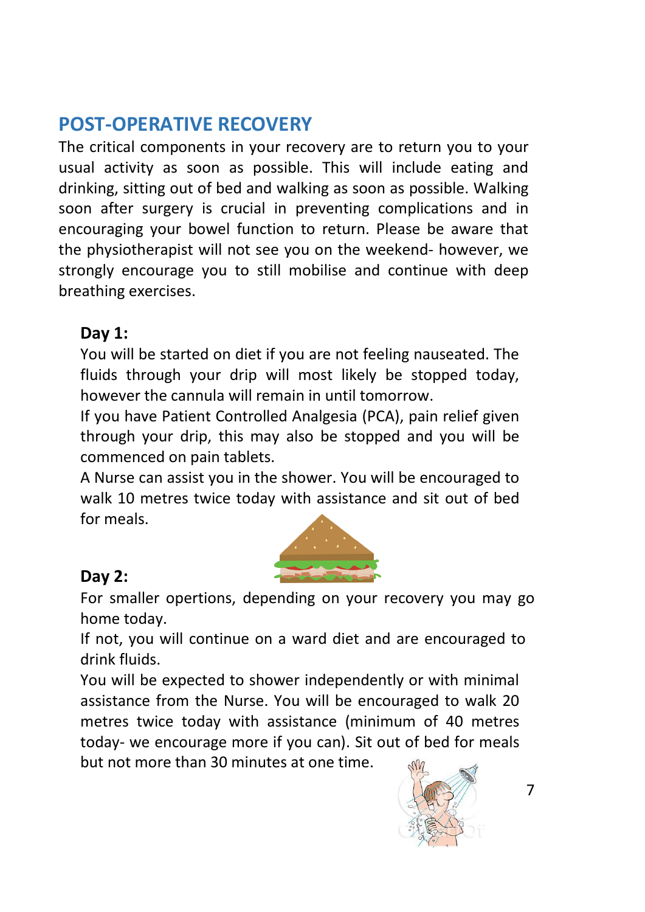## POST-OPERATIVE RECOVERY

The critical components in your recovery are to return you to your usual activity as soon as possible. This will include eating and drinking, sitting out of bed and walking as soon as possible. Walking soon after surgery is crucial in preventing complications and in encouraging your bowel function to return. Please be aware that the physiotherapist will not see you on the weekend- however, we strongly encourage you to still mobilise and continue with deep breathing exercises.

### Day 1:

You will be started on diet if you are not feeling nauseated. The fluids through your drip will most likely be stopped today, however the cannula will remain in until tomorrow.

If you have Patient Controlled Analgesia (PCA), pain relief given through your drip, this may also be stopped and you will be commenced on pain tablets.

A Nurse can assist you in the shower. You will be encouraged to walk 10 metres twice today with assistance and sit out of bed for meals.

### Day 2:

For smaller opertions, depending on your recovery you may go home today.

If not, you will continue on a ward diet and are encouraged to drink fluids.

You will be expected to shower independently or with minimal assistance from the Nurse. You will be encouraged to walk 20 metres twice today with assistance (minimum of 40 metres today- we encourage more if you can). Sit out of bed for meals but not more than 30 minutes at one time.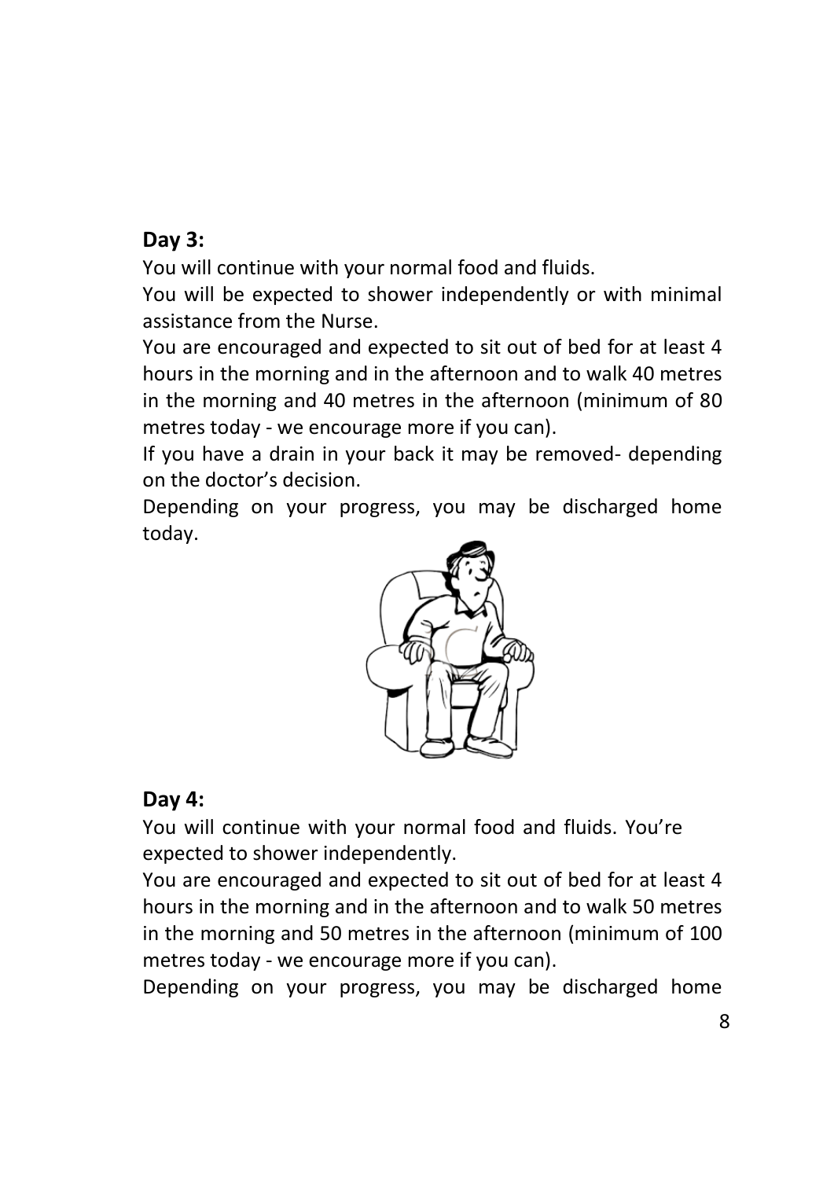## Day 3:

You will continue with your normal food and fluids.

You will be expected to shower independently or with minimal assistance from the Nurse.

You are encouraged and expected to sit out of bed for at least 4 hours in the morning and in the afternoon and to walk 40 metres in the morning and 40 metres in the afternoon (minimum of 80 metres today - we encourage more if you can).

If you have a drain in your back it may be removed- depending on the doctor's decision.

Depending on your progress, you may be discharged home today.

## Day 4:

You will continue with your normal food and fluids. You're expected to shower independently.

You are encouraged and expected to sit out of bed for at least 4 hours in the morning and in the afternoon and to walk 50 metres in the morning and 50 metres in the afternoon (minimum of 100 metres today - we encourage more if you can).

Depending on your progress, you may be discharged home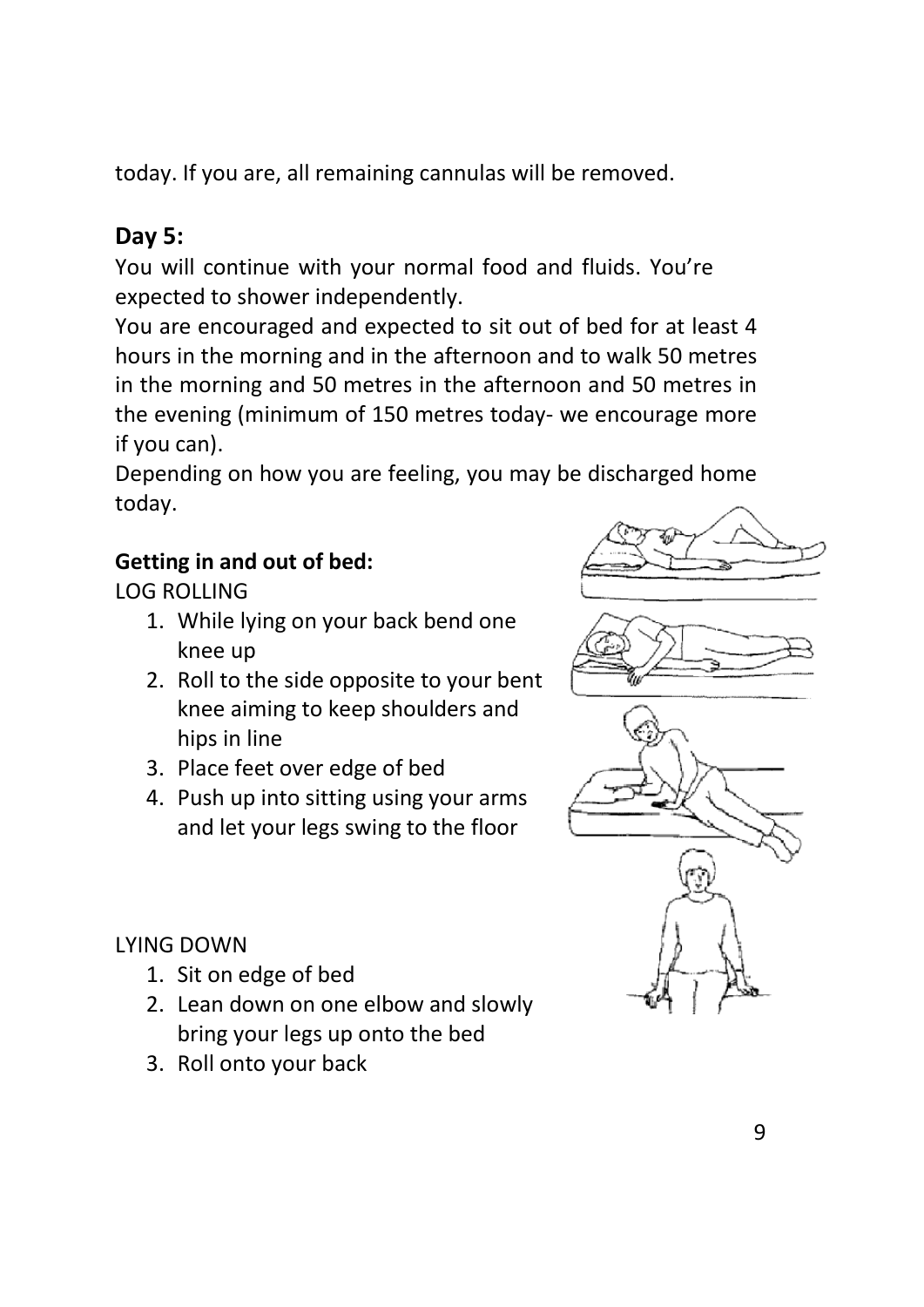today. If you are, all remaining cannulas will be removed.

## Day 5:

You will continue with your normal food and fluids. You're expected to shower independently.

You are encouraged and expected to sit out of bed for at least 4 hours in the morning and in the afternoon and to walk 50 metres in the morning and 50 metres in the afternoon and 50 metres in the evening (minimum of 150 metres today- we encourage more if you can).

Depending on how you are feeling, you may be discharged home today.

### Getting in and out of bed:

LOG ROLLING

1. While lying on your back bend one knee up
2. Roll to the side opposite to your bent knee aiming to keep shoulders and hips in line
3. Place feet over edge of bed
4. Push up into sitting using your arms and let your legs swing to the floor

LYING DOWN

1. Sit on edge of bed
2. Lean down on one elbow and slowly bring your legs up onto the bed
3. Roll onto your back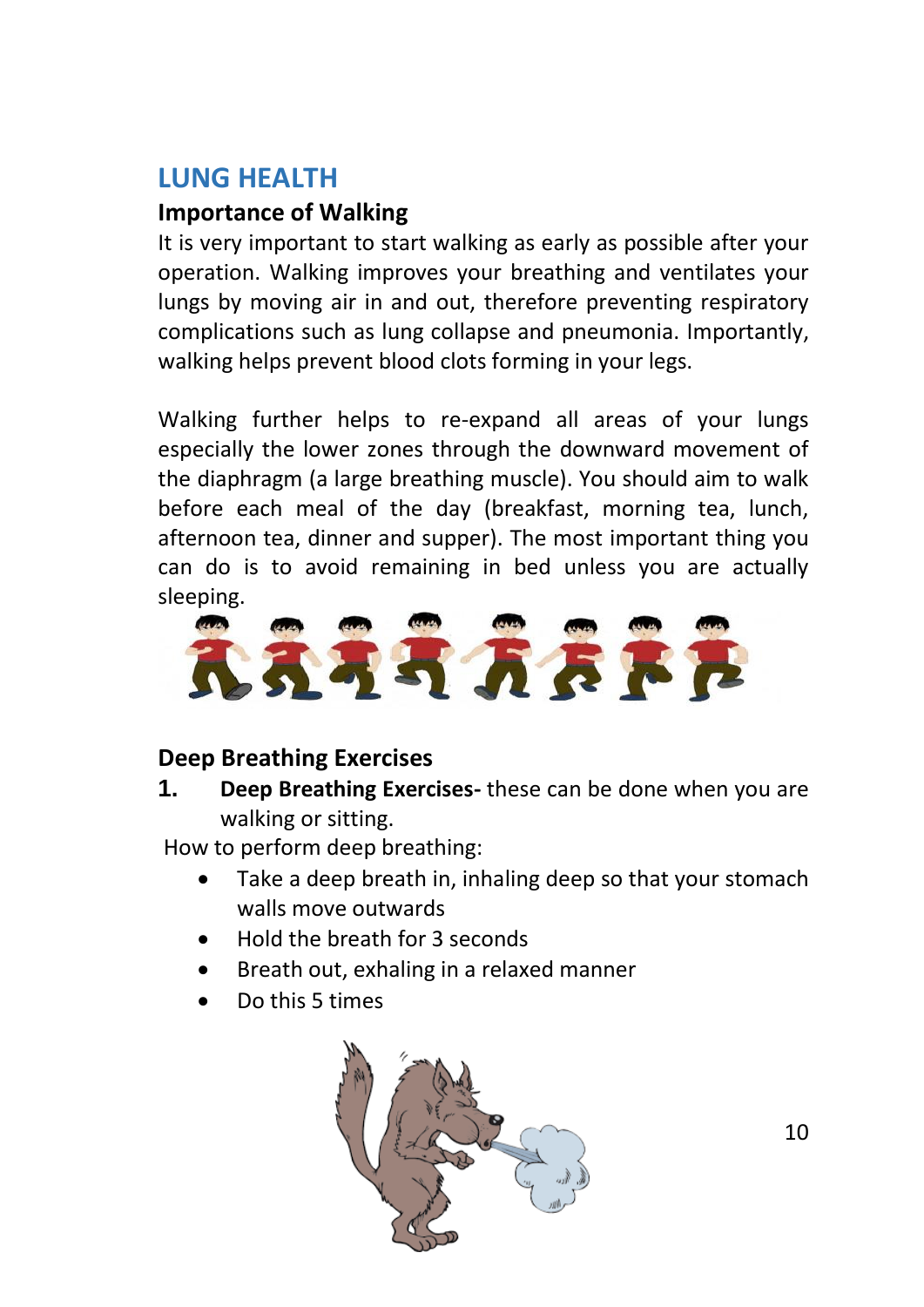# LUNG HEALTH

## Importance of Walking

It is very important to start walking as early as possible after your operation. Walking improves your breathing and ventilates your lungs by moving air in and out, therefore preventing respiratory complications such as lung collapse and pneumonia. Importantly, walking helps prevent blood clots forming in your legs.

Walking further helps to re-expand all areas of your lungs especially the lower zones through the downward movement of the diaphragm (a large breathing muscle). You should aim to walk before each meal of the day (breakfast, morning tea, lunch, afternoon tea, dinner and supper). The most important thing you can do is to avoid remaining in bed unless you are actually sleeping.

## Deep Breathing Exercises

1. **Deep Breathing Exercises-** these can be done when you are walking or sitting.

How to perform deep breathing:

- Take a deep breath in, inhaling deep so that your stomach walls move outwards
- Hold the breath for 3 seconds
- Breath out, exhaling in a relaxed manner
- Do this 5 times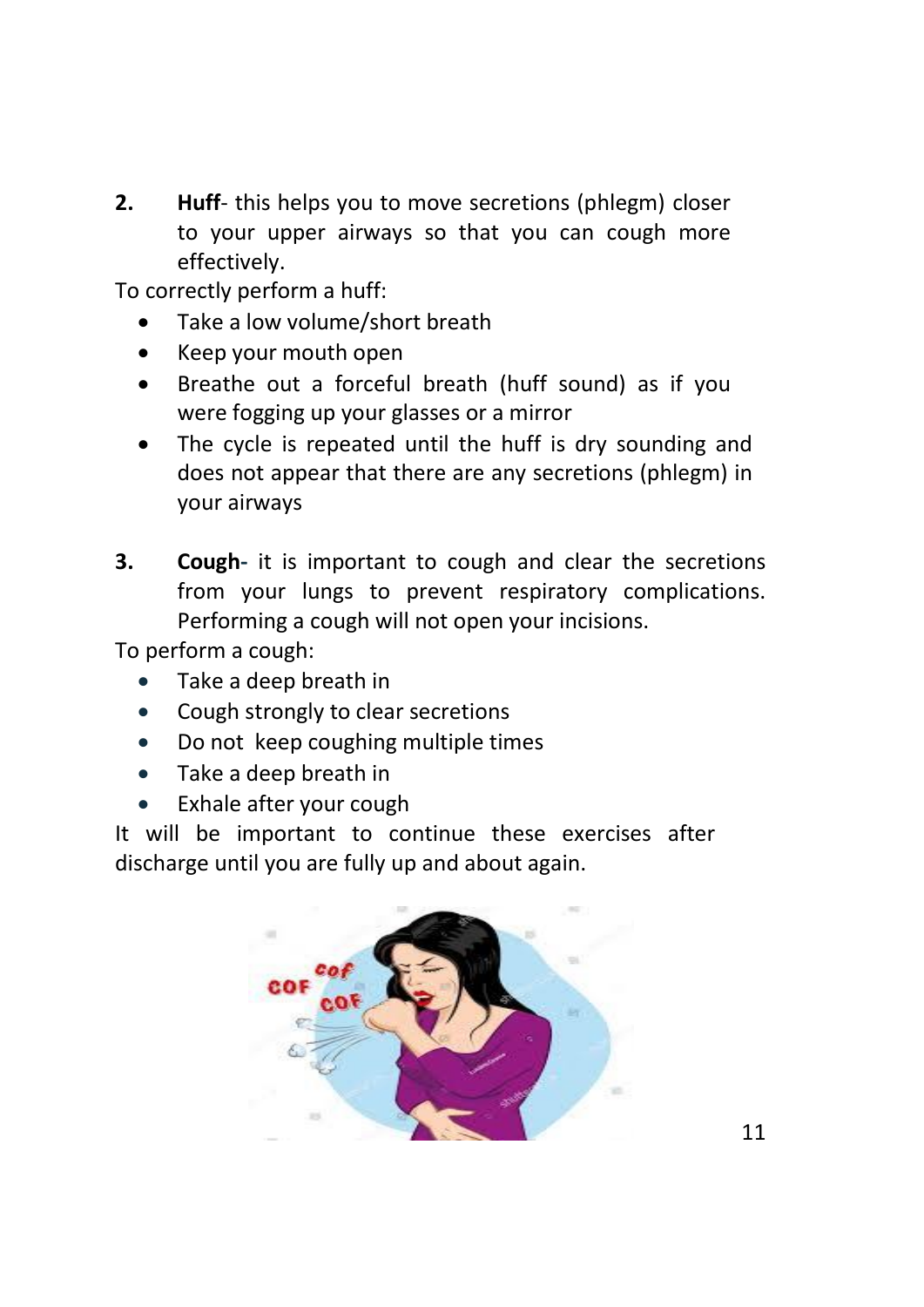**2.** **Huff**- this helps you to move secretions (phlegm) closer to your upper airways so that you can cough more effectively.

To correctly perform a huff:

- Take a low volume/short breath
- Keep your mouth open
- Breathe out a forceful breath (huff sound) as if you were fogging up your glasses or a mirror
- The cycle is repeated until the huff is dry sounding and does not appear that there are any secretions (phlegm) in your airways

**3.** **Cough-** it is important to cough and clear the secretions from your lungs to prevent respiratory complications. Performing a cough will not open your incisions.

To perform a cough:

- Take a deep breath in
- Cough strongly to clear secretions
- Do not keep coughing multiple times
- Take a deep breath in
- Exhale after your cough

It will be important to continue these exercises after discharge until you are fully up and about again.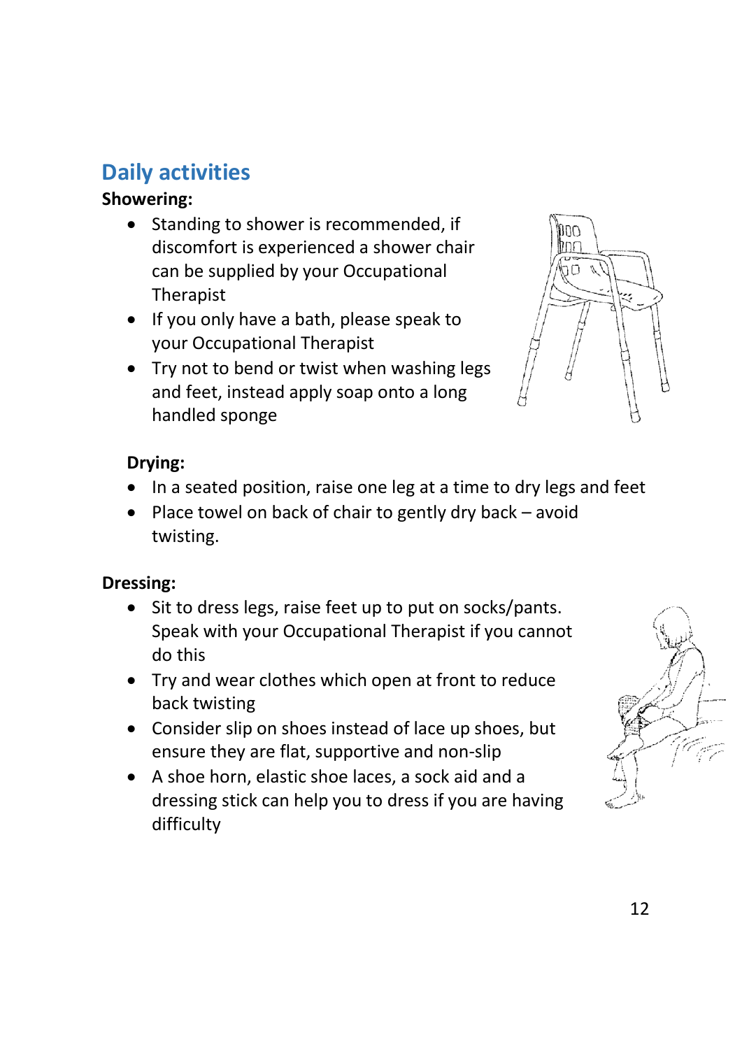## Daily activities

**Showering:**

- Standing to shower is recommended, if discomfort is experienced a shower chair can be supplied by your Occupational Therapist
- If you only have a bath, please speak to your Occupational Therapist
- Try not to bend or twist when washing legs and feet, instead apply soap onto a long handled sponge

**Drying:**

- In a seated position, raise one leg at a time to dry legs and feet
- Place towel on back of chair to gently dry back – avoid twisting.

**Dressing:**

- Sit to dress legs, raise feet up to put on socks/pants. Speak with your Occupational Therapist if you cannot do this
- Try and wear clothes which open at front to reduce back twisting
- Consider slip on shoes instead of lace up shoes, but ensure they are flat, supportive and non-slip
- A shoe horn, elastic shoe laces, a sock aid and a dressing stick can help you to dress if you are having difficulty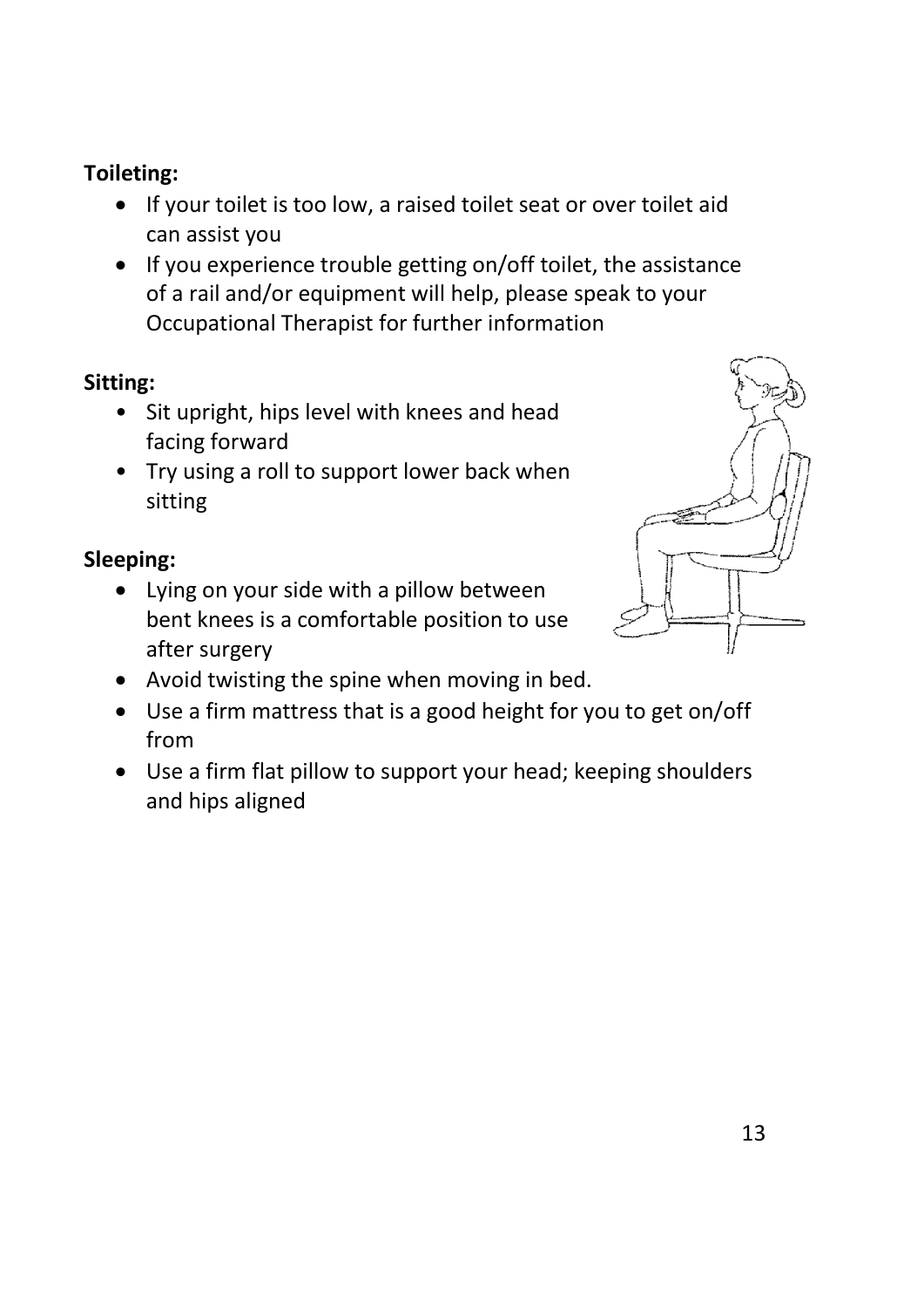**Toileting:**

- If your toilet is too low, a raised toilet seat or over toilet aid can assist you
- If you experience trouble getting on/off toilet, the assistance of a rail and/or equipment will help, please speak to your Occupational Therapist for further information

**Sitting:**

- Sit upright, hips level with knees and head facing forward
- Try using a roll to support lower back when sitting

**Sleeping:**

- Lying on your side with a pillow between bent knees is a comfortable position to use after surgery
- Avoid twisting the spine when moving in bed.
- Use a firm mattress that is a good height for you to get on/off from
- Use a firm flat pillow to support your head; keeping shoulders and hips aligned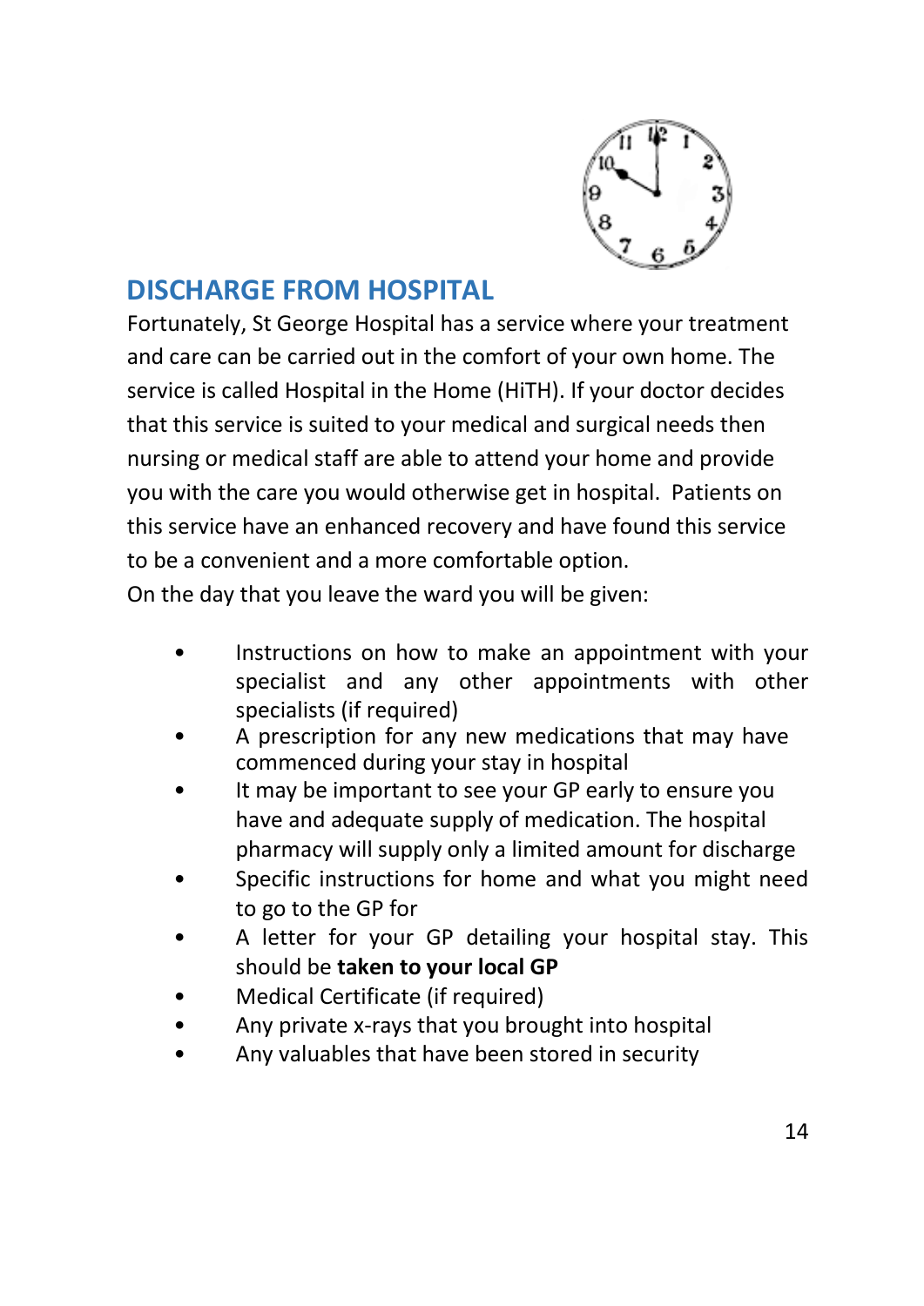## DISCHARGE FROM HOSPITAL

Fortunately, St George Hospital has a service where your treatment and care can be carried out in the comfort of your own home. The service is called Hospital in the Home (HiTH). If your doctor decides that this service is suited to your medical and surgical needs then nursing or medical staff are able to attend your home and provide you with the care you would otherwise get in hospital. Patients on this service have an enhanced recovery and have found this service to be a convenient and a more comfortable option.

On the day that you leave the ward you will be given:

- Instructions on how to make an appointment with your specialist and any other appointments with other specialists (if required)
- A prescription for any new medications that may have commenced during your stay in hospital
- It may be important to see your GP early to ensure you have and adequate supply of medication. The hospital pharmacy will supply only a limited amount for discharge
- Specific instructions for home and what you might need to go to the GP for
- A letter for your GP detailing your hospital stay. This should be **taken to your local GP**
- Medical Certificate (if required)
- Any private x-rays that you brought into hospital
- Any valuables that have been stored in security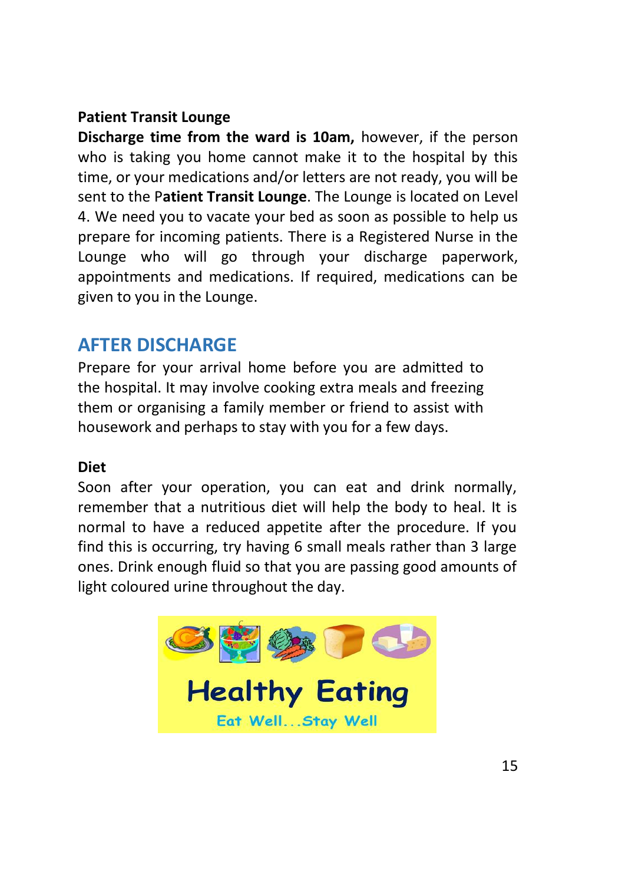**Patient Transit Lounge**

**Discharge time from the ward is 10am,** however, if the person who is taking you home cannot make it to the hospital by this time, or your medications and/or letters are not ready, you will be sent to the P**atient Transit Lounge**. The Lounge is located on Level 4. We need you to vacate your bed as soon as possible to help us prepare for incoming patients. There is a Registered Nurse in the Lounge who will go through your discharge paperwork, appointments and medications. If required, medications can be given to you in the Lounge.

## AFTER DISCHARGE

Prepare for your arrival home before you are admitted to the hospital. It may involve cooking extra meals and freezing them or organising a family member or friend to assist with housework and perhaps to stay with you for a few days.

**Diet**

Soon after your operation, you can eat and drink normally, remember that a nutritious diet will help the body to heal. It is normal to have a reduced appetite after the procedure. If you find this is occurring, try having 6 small meals rather than 3 large ones. Drink enough fluid so that you are passing good amounts of light coloured urine throughout the day.

Healthy Eating

Eat Well...Stay Well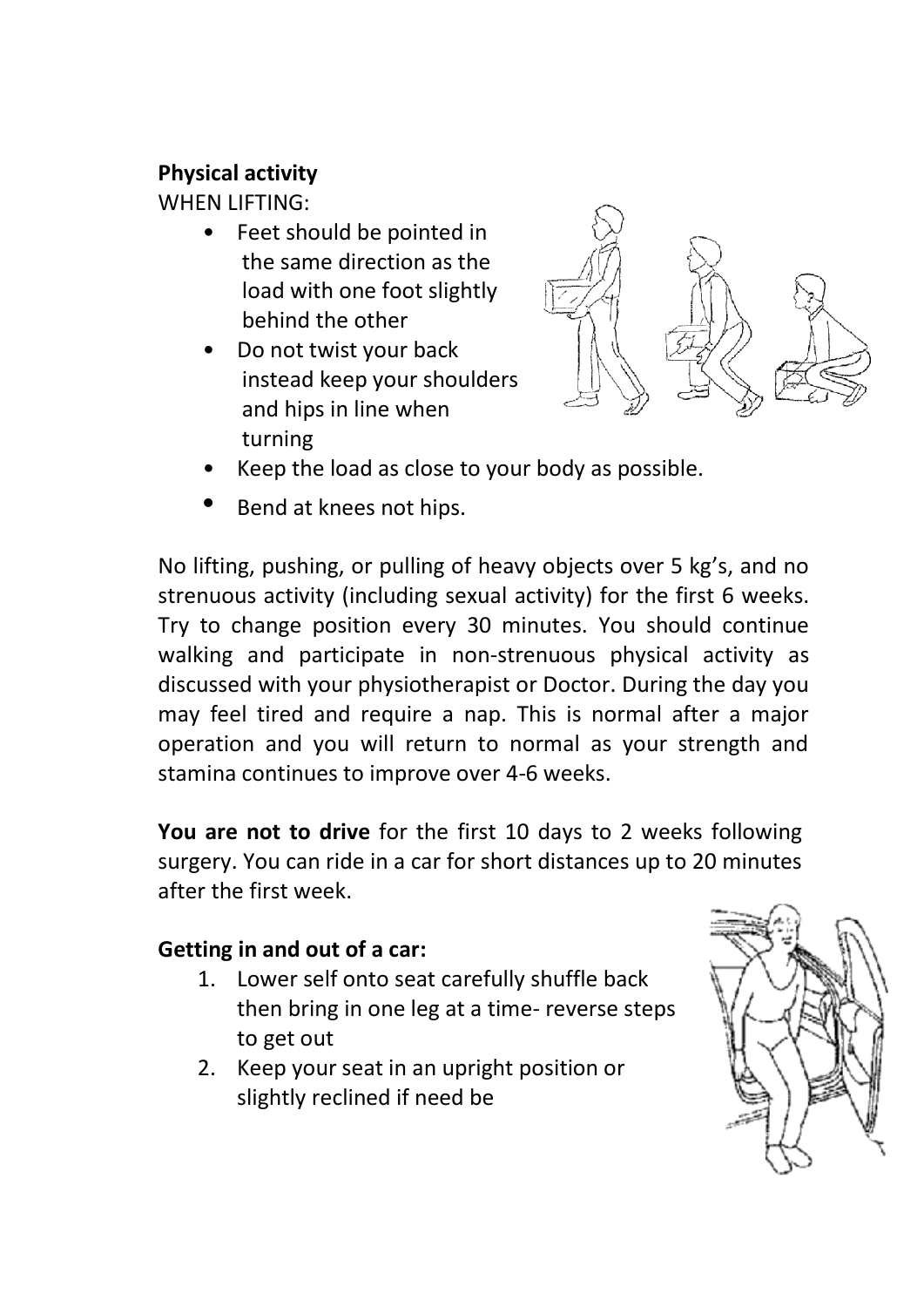**Physical activity**

WHEN LIFTING:

- Feet should be pointed in the same direction as the load with one foot slightly behind the other
- Do not twist your back instead keep your shoulders and hips in line when turning
- Keep the load as close to your body as possible.
- Bend at knees not hips.

No lifting, pushing, or pulling of heavy objects over 5 kg's, and no strenuous activity (including sexual activity) for the first 6 weeks. Try to change position every 30 minutes. You should continue walking and participate in non-strenuous physical activity as discussed with your physiotherapist or Doctor. During the day you may feel tired and require a nap. This is normal after a major operation and you will return to normal as your strength and stamina continues to improve over 4-6 weeks.

**You are not to drive** for the first 10 days to 2 weeks following surgery. You can ride in a car for short distances up to 20 minutes after the first week.

**Getting in and out of a car:**

1. Lower self onto seat carefully shuffle back then bring in one leg at a time- reverse steps to get out
2. Keep your seat in an upright position or slightly reclined if need be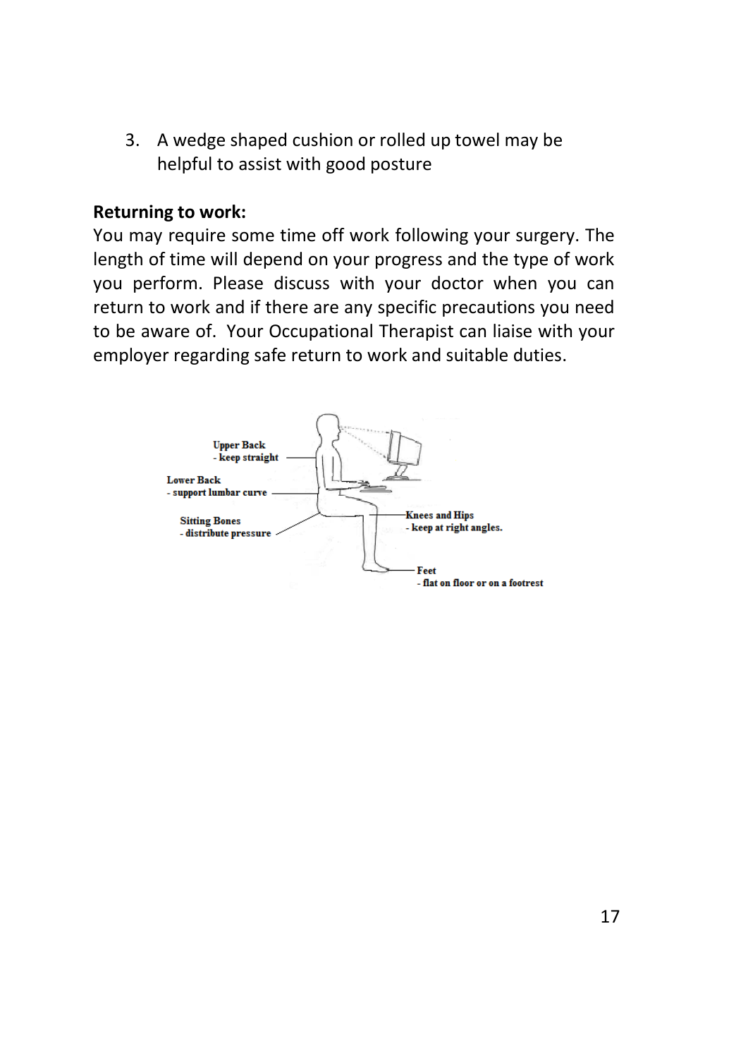3. A wedge shaped cushion or rolled up towel may be helpful to assist with good posture

**Returning to work:**

You may require some time off work following your surgery. The length of time will depend on your progress and the type of work you perform. Please discuss with your doctor when you can return to work and if there are any specific precautions you need to be aware of. Your Occupational Therapist can liaise with your employer regarding safe return to work and suitable duties.

**Upper Back**
- keep straight

**Lower Back**
- support lumbar curve

**Sitting Bones**
- distribute pressure

**Knees and Hips**
- keep at right angles.

**Feet**
- flat on floor or on a footrest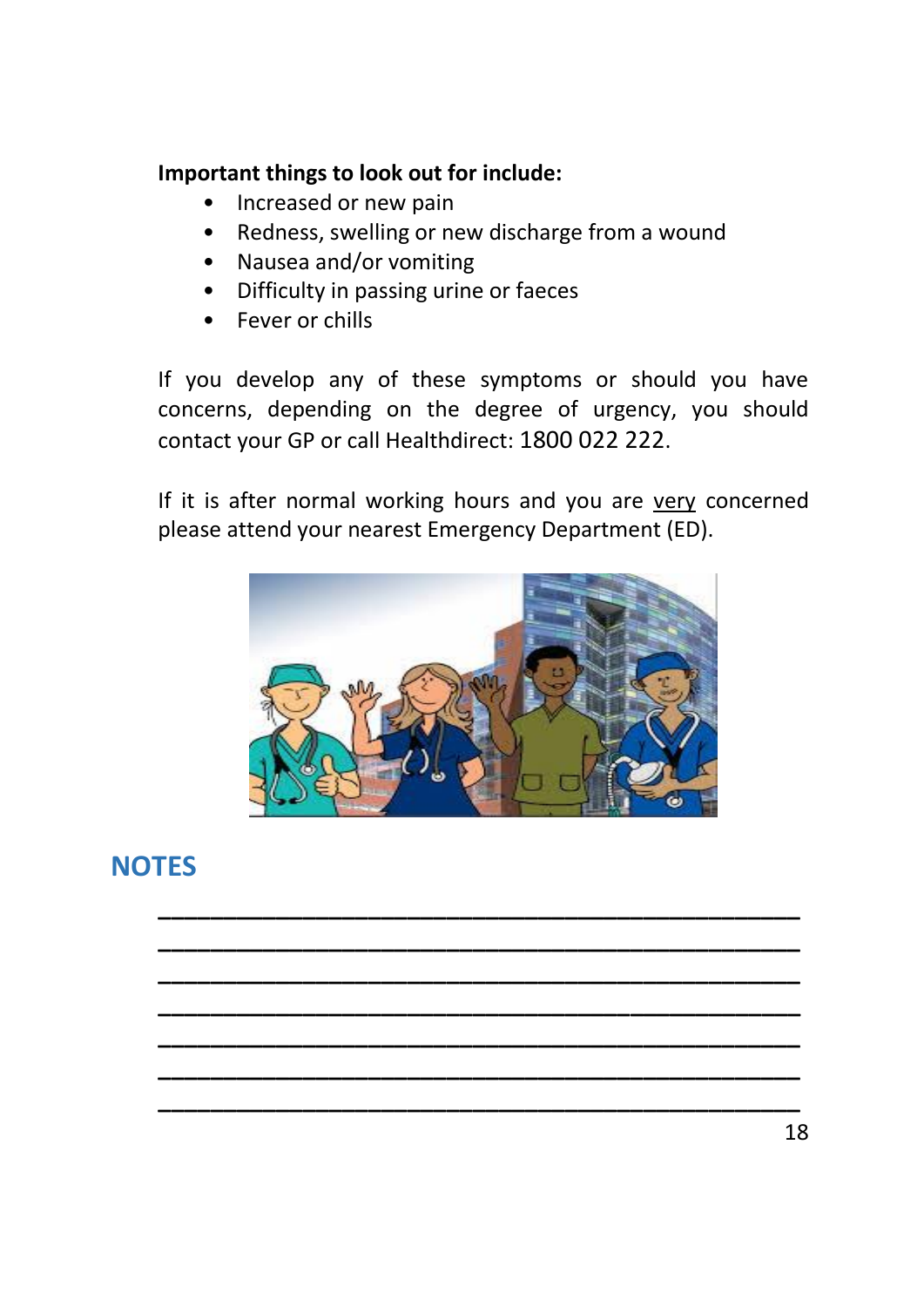**Important things to look out for include:**

- Increased or new pain
- Redness, swelling or new discharge from a wound
- Nausea and/or vomiting
- Difficulty in passing urine or faeces
- Fever or chills

If you develop any of these symptoms or should you have concerns, depending on the degree of urgency, you should contact your GP or call Healthdirect: 1800 022 222.

If it is after normal working hours and you are <u>very</u> concerned please attend your nearest Emergency Department (ED).

## NOTES

\_\_\_\_\_\_\_\_\_\_\_\_\_\_\_\_\_\_\_\_\_\_\_\_\_\_\_\_\_\_\_\_\_\_\_\_\_\_\_\_\_\_\_\_

\_\_\_\_\_\_\_\_\_\_\_\_\_\_\_\_\_\_\_\_\_\_\_\_\_\_\_\_\_\_\_\_\_\_\_\_\_\_\_\_\_\_\_\_

\_\_\_\_\_\_\_\_\_\_\_\_\_\_\_\_\_\_\_\_\_\_\_\_\_\_\_\_\_\_\_\_\_\_\_\_\_\_\_\_\_\_\_\_

\_\_\_\_\_\_\_\_\_\_\_\_\_\_\_\_\_\_\_\_\_\_\_\_\_\_\_\_\_\_\_\_\_\_\_\_\_\_\_\_\_\_\_\_

\_\_\_\_\_\_\_\_\_\_\_\_\_\_\_\_\_\_\_\_\_\_\_\_\_\_\_\_\_\_\_\_\_\_\_\_\_\_\_\_\_\_\_\_

\_\_\_\_\_\_\_\_\_\_\_\_\_\_\_\_\_\_\_\_\_\_\_\_\_\_\_\_\_\_\_\_\_\_\_\_\_\_\_\_\_\_\_\_

\_\_\_\_\_\_\_\_\_\_\_\_\_\_\_\_\_\_\_\_\_\_\_\_\_\_\_\_\_\_\_\_\_\_\_\_\_\_\_\_\_\_\_\_